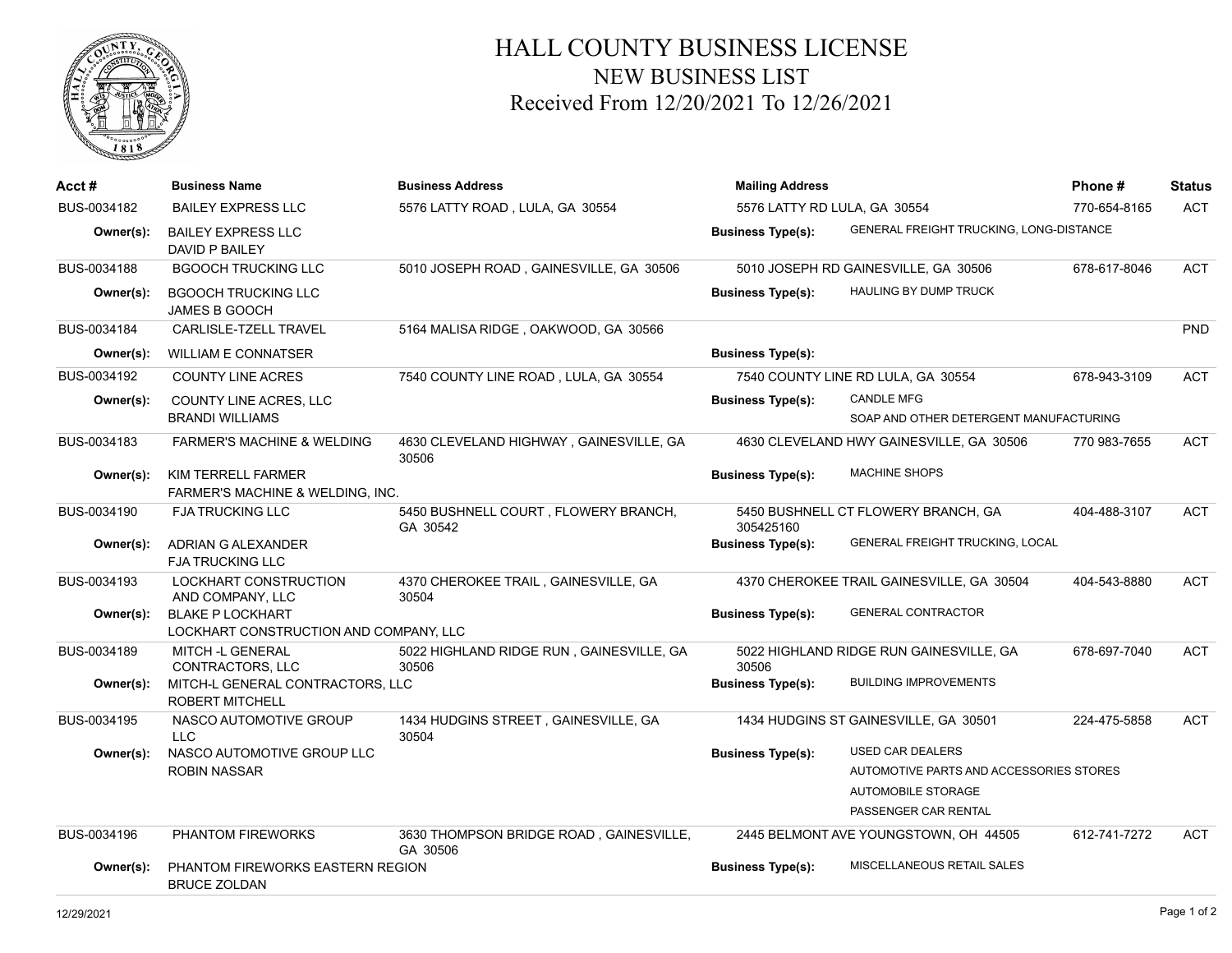# HALL COUNTY BUSINESS LICENSE
## NEW BUSINESS LIST
## Received From 12/20/2021 To 12/26/2021

| Acct # | Business Name | Business Address | Mailing Address | | Phone # | Status |
|---|---|---|---|---|---|---|
| BUS-0034182 | BAILEY EXPRESS LLC | 5576 LATTY ROAD , LULA, GA 30554 | 5576 LATTY RD LULA, GA 30554 | | 770-654-8165 | ACT |
| **Owner(s):** | BAILEY EXPRESS LLC<br>DAVID P BAILEY | | **Business Type(s):** | GENERAL FREIGHT TRUCKING, LONG-DISTANCE | | |
| BUS-0034188 | BGOOCH TRUCKING LLC | 5010 JOSEPH ROAD , GAINESVILLE, GA 30506 | 5010 JOSEPH RD GAINESVILLE, GA 30506 | | 678-617-8046 | ACT |
| **Owner(s):** | BGOOCH TRUCKING LLC<br>JAMES B GOOCH | | **Business Type(s):** | HAULING BY DUMP TRUCK | | |
| BUS-0034184 | CARLISLE-TZELL TRAVEL | 5164 MALISA RIDGE , OAKWOOD, GA 30566 | | | | PND |
| **Owner(s):** | WILLIAM E CONNATSER | | **Business Type(s):** | | | |
| BUS-0034192 | COUNTY LINE ACRES | 7540 COUNTY LINE ROAD , LULA, GA 30554 | 7540 COUNTY LINE RD LULA, GA 30554 | | 678-943-3109 | ACT |
| **Owner(s):** | COUNTY LINE ACRES, LLC<br>BRANDI WILLIAMS | | **Business Type(s):** | CANDLE MFG<br>SOAP AND OTHER DETERGENT MANUFACTURING | | |
| BUS-0034183 | FARMER'S MACHINE & WELDING | 4630 CLEVELAND HIGHWAY , GAINESVILLE, GA 30506 | 4630 CLEVELAND HWY GAINESVILLE, GA 30506 | | 770 983-7655 | ACT |
| **Owner(s):** | KIM TERRELL FARMER<br>FARMER'S MACHINE & WELDING, INC. | | **Business Type(s):** | MACHINE SHOPS | | |
| BUS-0034190 | FJA TRUCKING LLC | 5450 BUSHNELL COURT , FLOWERY BRANCH, GA 30542 | 5450 BUSHNELL CT FLOWERY BRANCH, GA 305425160 | | 404-488-3107 | ACT |
| **Owner(s):** | ADRIAN G ALEXANDER<br>FJA TRUCKING LLC | | **Business Type(s):** | GENERAL FREIGHT TRUCKING, LOCAL | | |
| BUS-0034193 | LOCKHART CONSTRUCTION AND COMPANY, LLC | 4370 CHEROKEE TRAIL , GAINESVILLE, GA 30504 | 4370 CHEROKEE TRAIL GAINESVILLE, GA 30504 | | 404-543-8880 | ACT |
| **Owner(s):** | BLAKE P LOCKHART<br>LOCKHART CONSTRUCTION AND COMPANY, LLC | | **Business Type(s):** | GENERAL CONTRACTOR | | |
| BUS-0034189 | MITCH -L GENERAL CONTRACTORS, LLC | 5022 HIGHLAND RIDGE RUN , GAINESVILLE, GA 30506 | 5022 HIGHLAND RIDGE RUN GAINESVILLE, GA 30506 | | 678-697-7040 | ACT |
| **Owner(s):** | MITCH-L GENERAL CONTRACTORS, LLC<br>ROBERT MITCHELL | | **Business Type(s):** | BUILDING IMPROVEMENTS | | |
| BUS-0034195 | NASCO AUTOMOTIVE GROUP LLC | 1434 HUDGINS STREET , GAINESVILLE, GA 30504 | 1434 HUDGINS ST GAINESVILLE, GA 30501 | | 224-475-5858 | ACT |
| **Owner(s):** | NASCO AUTOMOTIVE GROUP LLC<br>ROBIN NASSAR | | **Business Type(s):** | USED CAR DEALERS<br>AUTOMOTIVE PARTS AND ACCESSORIES STORES<br>AUTOMOBILE STORAGE<br>PASSENGER CAR RENTAL | | |
| BUS-0034196 | PHANTOM FIREWORKS | 3630 THOMPSON BRIDGE ROAD , GAINESVILLE, GA 30506 | 2445 BELMONT AVE YOUNGSTOWN, OH 44505 | | 612-741-7272 | ACT |
| **Owner(s):** | PHANTOM FIREWORKS EASTERN REGION<br>BRUCE ZOLDAN | | **Business Type(s):** | MISCELLANEOUS RETAIL SALES | | |

12/29/2021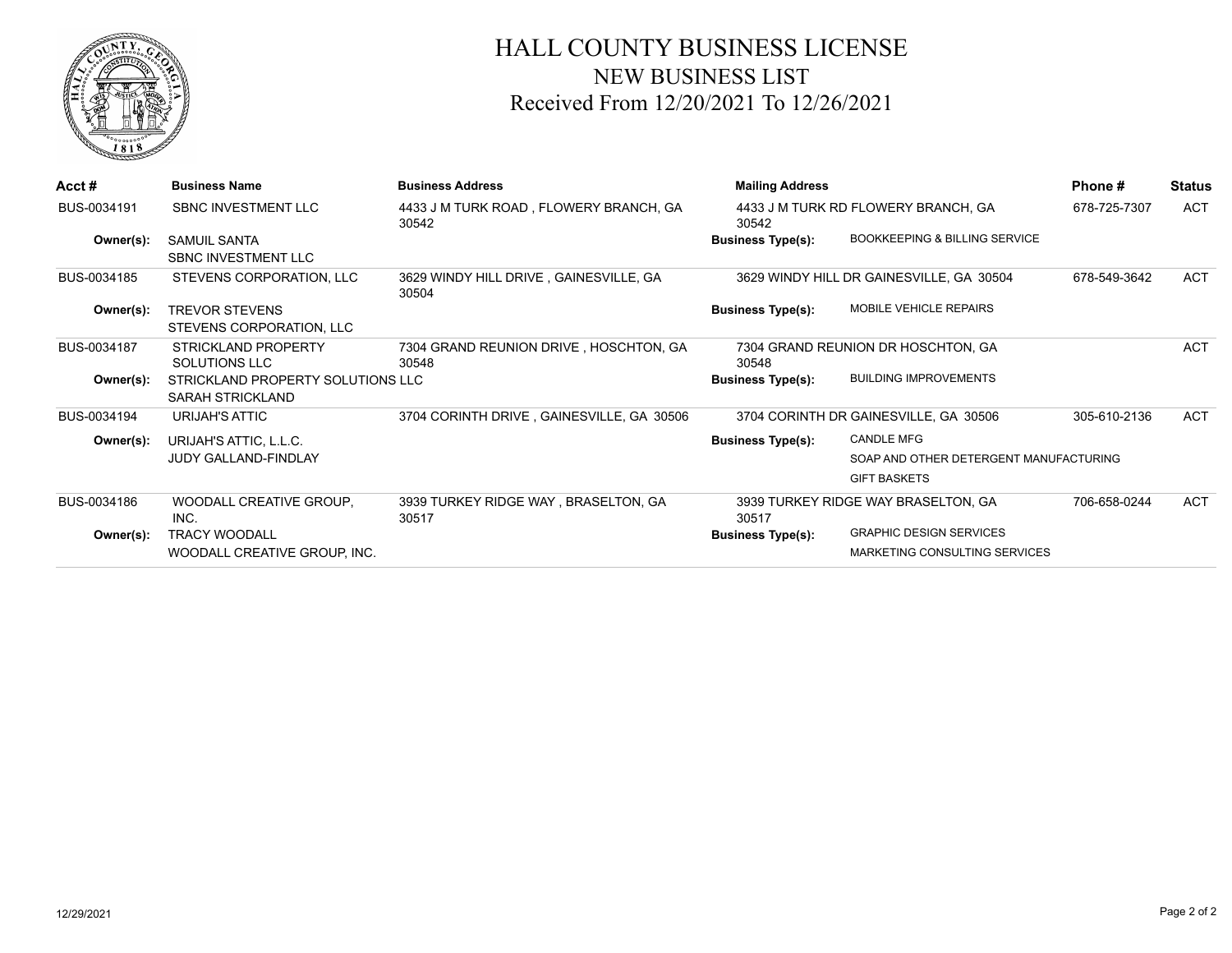# HALL COUNTY BUSINESS LICENSE
## NEW BUSINESS LIST
## Received From 12/20/2021 To 12/26/2021

| Acct # | Business Name | Business Address | Mailing Address | | Phone # | Status |
|---|---|---|---|---|---|---|
| BUS-0034191 | SBNC INVESTMENT LLC | 4433 J M TURK ROAD , FLOWERY BRANCH, GA 30542 | 4433 J M TURK RD FLOWERY BRANCH, GA 30542 | | 678-725-7307 | ACT |
| Owner(s): | SAMUIL SANTA<br>SBNC INVESTMENT LLC | | Business Type(s): | BOOKKEEPING & BILLING SERVICE | | |
| BUS-0034185 | STEVENS CORPORATION, LLC | 3629 WINDY HILL DRIVE , GAINESVILLE, GA 30504 | 3629 WINDY HILL DR GAINESVILLE, GA 30504 | | 678-549-3642 | ACT |
| Owner(s): | TREVOR STEVENS<br>STEVENS CORPORATION, LLC | | Business Type(s): | MOBILE VEHICLE REPAIRS | | |
| BUS-0034187 | STRICKLAND PROPERTY SOLUTIONS LLC | 7304 GRAND REUNION DRIVE , HOSCHTON, GA 30548 | 7304 GRAND REUNION DR HOSCHTON, GA 30548 | | | ACT |
| Owner(s): | STRICKLAND PROPERTY SOLUTIONS LLC<br>SARAH STRICKLAND | | Business Type(s): | BUILDING IMPROVEMENTS | | |
| BUS-0034194 | URIJAH'S ATTIC | 3704 CORINTH DRIVE , GAINESVILLE, GA 30506 | 3704 CORINTH DR GAINESVILLE, GA 30506 | | 305-610-2136 | ACT |
| Owner(s): | URIJAH'S ATTIC, L.L.C.<br>JUDY GALLAND-FINDLAY | | Business Type(s): | CANDLE MFG<br>SOAP AND OTHER DETERGENT MANUFACTURING<br>GIFT BASKETS | | |
| BUS-0034186 | WOODALL CREATIVE GROUP, INC. | 3939 TURKEY RIDGE WAY , BRASELTON, GA 30517 | 3939 TURKEY RIDGE WAY BRASELTON, GA 30517 | | 706-658-0244 | ACT |
| Owner(s): | TRACY WOODALL<br>WOODALL CREATIVE GROUP, INC. | | Business Type(s): | GRAPHIC DESIGN SERVICES<br>MARKETING CONSULTING SERVICES | | |

12/29/2021